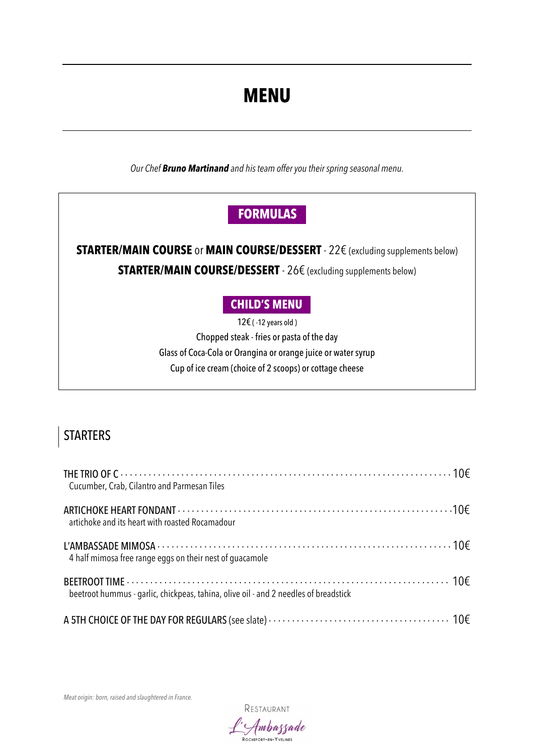# MENU

*Our Chef **Bruno Martinand** and his team offer you their spring seasonal menu.*

## FORMULAS

**STARTER/MAIN COURSE** or **MAIN COURSE/DESSERT** - 22€ (excluding supplements below)

**STARTER/MAIN COURSE/DESSERT** - 26€ (excluding supplements below)

## CHILD'S MENU

12€ ( -12 years old )

Chopped steak - fries or pasta of the day

Glass of Coca-Cola or Orangina or orange juice or water syrup

Cup of ice cream (choice of 2 scoops) or cottage cheese

## STARTERS

THE TRIO OF C ........ 10€
Cucumber, Crab, Cilantro and Parmesan Tiles

ARTICHOKE HEART FONDANT ........ 10€
artichoke and its heart with roasted Rocamadour

L'AMBASSADE MIMOSA ........ 10€
4 half mimosa free range eggs on their nest of guacamole

BEETROOT TIME ........ 10€
beetroot hummus - garlic, chickpeas, tahina, olive oil - and 2 needles of breadstick

A 5TH CHOICE OF THE DAY FOR REGULARS (see slate) ........ 10€

*Meat origin: born, raised and slaughtered in France.*

Restaurant L'Ambassade Rochefort-en-Yvelines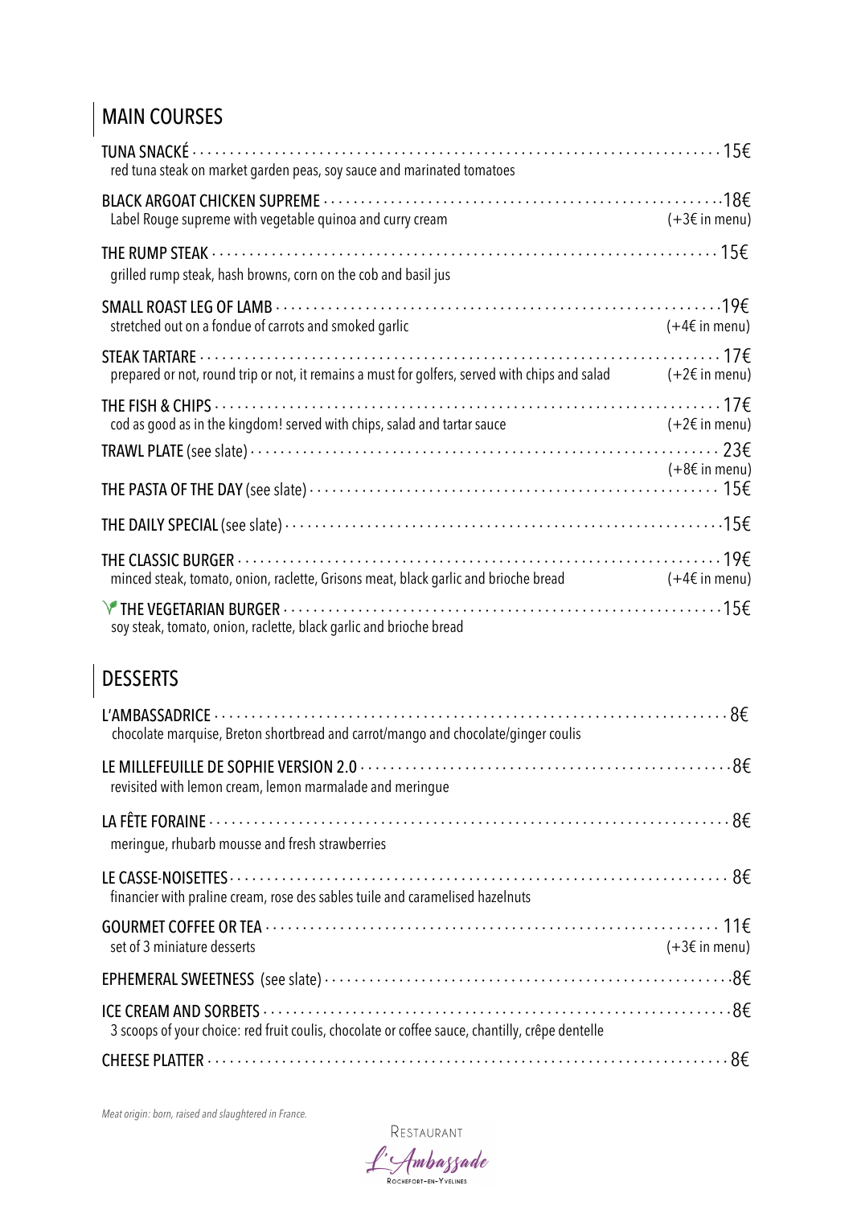## MAIN COURSES

**TUNA SNACKÉ** · · · 15€
red tuna steak on market garden peas, soy sauce and marinated tomatoes

**BLACK ARGOAT CHICKEN SUPREME** · · · 18€
Label Rouge supreme with vegetable quinoa and curry cream (+3€ in menu)

**THE RUMP STEAK** · · · 15€
grilled rump steak, hash browns, corn on the cob and basil jus

**SMALL ROAST LEG OF LAMB** · · · 19€
stretched out on a fondue of carrots and smoked garlic (+4€ in menu)

**STEAK TARTARE** · · · 17€
prepared or not, round trip or not, it remains a must for golfers, served with chips and salad (+2€ in menu)

**THE FISH & CHIPS** · · · 17€
cod as good as in the kingdom! served with chips, salad and tartar sauce (+2€ in menu)

**TRAWL PLATE** (see slate) · · · 23€
(+8€ in menu)

**THE PASTA OF THE DAY** (see slate) · · · 15€

**THE DAILY SPECIAL** (see slate) · · · 15€

**THE CLASSIC BURGER** · · · 19€
minced steak, tomato, onion, raclette, Grisons meat, black garlic and brioche bread (+4€ in menu)

**THE VEGETARIAN BURGER** · · · 15€
soy steak, tomato, onion, raclette, black garlic and brioche bread

## DESSERTS

**L'AMBASSADRICE** · · · 8€
chocolate marquise, Breton shortbread and carrot/mango and chocolate/ginger coulis

**LE MILLEFEUILLE DE SOPHIE VERSION 2.0** · · · 8€
revisited with lemon cream, lemon marmalade and meringue

**LA FÊTE FORAINE** · · · 8€
meringue, rhubarb mousse and fresh strawberries

**LE CASSE-NOISETTES** · · · 8€
financier with praline cream, rose des sables tuile and caramelised hazelnuts

**GOURMET COFFEE OR TEA** · · · 11€
set of 3 miniature desserts (+3€ in menu)

**EPHEMERAL SWEETNESS** (see slate) · · · 8€

**ICE CREAM AND SORBETS** · · · 8€
3 scoops of your choice: red fruit coulis, chocolate or coffee sauce, chantilly, crêpe dentelle

**CHEESE PLATTER** · · · 8€

*Meat origin: born, raised and slaughtered in France.*

Restaurant
L'Ambassade
Rochefort-en-Yvelines